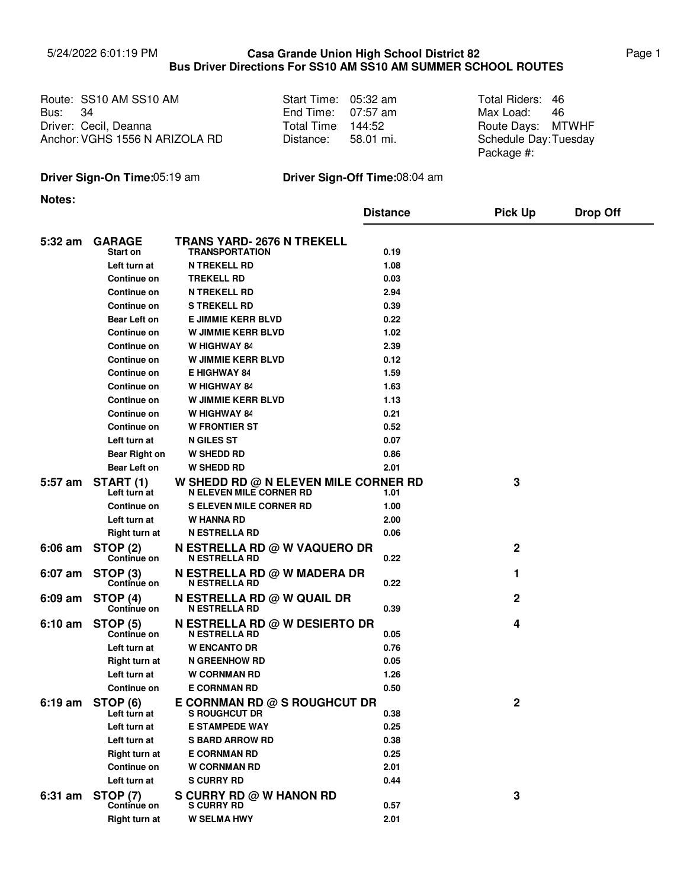5/24/2022 6:01:19 PM

# Casa Grande Union High School District 82
## Bus Driver Directions For SS10 AM SS10 AM SUMMER SCHOOL ROUTES

Route: SS10 AM SS10 AM
Bus: 34
Driver: Cecil, Deanna
Anchor: VGHS 1556 N ARIZOLA RD

Start Time: 05:32 am
End Time: 07:57 am
Total Time: 144:52
Distance: 58.01 mi.

Total Riders: 46
Max Load: 46
Route Days: MTWHF
Schedule Day: Tuesday
Package #:

**Driver Sign-On Time:** 05:19 am

**Driver Sign-Off Time:** 08:04 am

**Notes:**

| Time | Stop | Location | Distance | Pick Up | Drop Off |
|---|---|---|---|---|---|
| 5:32 am | **GARAGE** | **TRANS YARD- 2676 N TREKELL** | | | |
| | Start on | TRANSPORTATION | 0.19 | | |
| | Left turn at | N TREKELL RD | 1.08 | | |
| | Continue on | TREKELL RD | 0.03 | | |
| | Continue on | N TREKELL RD | 2.94 | | |
| | Continue on | S TREKELL RD | 0.39 | | |
| | Bear Left on | E JIMMIE KERR BLVD | 0.22 | | |
| | Continue on | W JIMMIE KERR BLVD | 1.02 | | |
| | Continue on | W HIGHWAY 84 | 2.39 | | |
| | Continue on | W JIMMIE KERR BLVD | 0.12 | | |
| | Continue on | E HIGHWAY 84 | 1.59 | | |
| | Continue on | W HIGHWAY 84 | 1.63 | | |
| | Continue on | W JIMMIE KERR BLVD | 1.13 | | |
| | Continue on | W HIGHWAY 84 | 0.21 | | |
| | Continue on | W FRONTIER ST | 0.52 | | |
| | Left turn at | N GILES ST | 0.07 | | |
| | Bear Right on | W SHEDD RD | 0.86 | | |
| | Bear Left on | W SHEDD RD | 2.01 | | |
| 5:57 am | **START (1)** | **W SHEDD RD @ N ELEVEN MILE CORNER RD** | | 3 | |
| | Left turn at | N ELEVEN MILE CORNER RD | 1.01 | | |
| | Continue on | S ELEVEN MILE CORNER RD | 1.00 | | |
| | Left turn at | W HANNA RD | 2.00 | | |
| | Right turn at | N ESTRELLA RD | 0.06 | | |
| 6:06 am | **STOP (2)** | **N ESTRELLA RD @ W VAQUERO DR** | | 2 | |
| | Continue on | N ESTRELLA RD | 0.22 | | |
| 6:07 am | **STOP (3)** | **N ESTRELLA RD @ W MADERA DR** | | 1 | |
| | Continue on | N ESTRELLA RD | 0.22 | | |
| 6:09 am | **STOP (4)** | **N ESTRELLA RD @ W QUAIL DR** | | 2 | |
| | Continue on | N ESTRELLA RD | 0.39 | | |
| 6:10 am | **STOP (5)** | **N ESTRELLA RD @ W DESIERTO DR** | | 4 | |
| | Continue on | N ESTRELLA RD | 0.05 | | |
| | Left turn at | W ENCANTO DR | 0.76 | | |
| | Right turn at | N GREENHOW RD | 0.05 | | |
| | Left turn at | W CORNMAN RD | 1.26 | | |
| | Continue on | E CORNMAN RD | 0.50 | | |
| 6:19 am | **STOP (6)** | **E CORNMAN RD @ S ROUGHCUT DR** | | 2 | |
| | Left turn at | S ROUGHCUT DR | 0.38 | | |
| | Left turn at | E STAMPEDE WAY | 0.25 | | |
| | Left turn at | S BARD ARROW RD | 0.38 | | |
| | Right turn at | E CORNMAN RD | 0.25 | | |
| | Continue on | W CORNMAN RD | 2.01 | | |
| | Left turn at | S CURRY RD | 0.44 | | |
| 6:31 am | **STOP (7)** | **S CURRY RD @ W HANON RD** | | 3 | |
| | Continue on | S CURRY RD | 0.57 | | |
| | Right turn at | W SELMA HWY | 2.01 | | |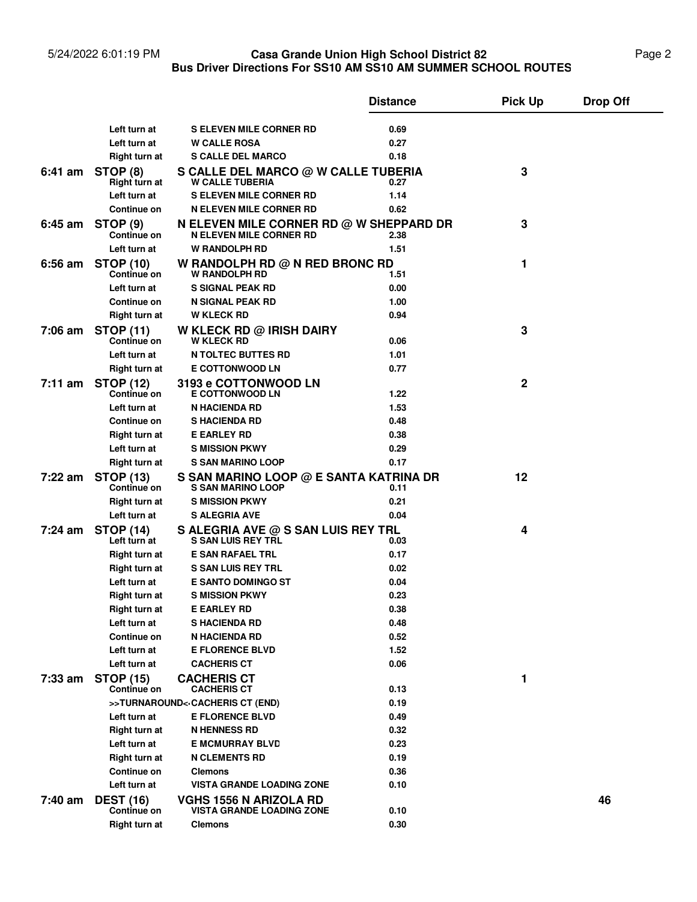# Casa Grande Union High School District 82
## Bus Driver Directions For SS10 AM SS10 AM SUMMER SCHOOL ROUTES

| Time | | | Distance | Pick Up | Drop Off |
|---|---|---|---|---|---|
| | Left turn at | S ELEVEN MILE CORNER RD | 0.69 | | |
| | Left turn at | W CALLE ROSA | 0.27 | | |
| | Right turn at | S CALLE DEL MARCO | 0.18 | | |
| **6:41 am** | **STOP (8)** | **S CALLE DEL MARCO @ W CALLE TUBERIA** | | **3** | |
| | Right turn at | W CALLE TUBERIA | 0.27 | | |
| | Left turn at | S ELEVEN MILE CORNER RD | 1.14 | | |
| | Continue on | N ELEVEN MILE CORNER RD | 0.62 | | |
| **6:45 am** | **STOP (9)** | **N ELEVEN MILE CORNER RD @ W SHEPPARD DR** | | **3** | |
| | Continue on | N ELEVEN MILE CORNER RD | 2.38 | | |
| | Left turn at | W RANDOLPH RD | 1.51 | | |
| **6:56 am** | **STOP (10)** | **W RANDOLPH RD @ N RED BRONC RD** | | **1** | |
| | Continue on | W RANDOLPH RD | 1.51 | | |
| | Left turn at | S SIGNAL PEAK RD | 0.00 | | |
| | Continue on | N SIGNAL PEAK RD | 1.00 | | |
| | Right turn at | W KLECK RD | 0.94 | | |
| **7:06 am** | **STOP (11)** | **W KLECK RD @ IRISH DAIRY** | | **3** | |
| | Continue on | W KLECK RD | 0.06 | | |
| | Left turn at | N TOLTEC BUTTES RD | 1.01 | | |
| | Right turn at | E COTTONWOOD LN | 0.77 | | |
| **7:11 am** | **STOP (12)** | **3193 e COTTONWOOD LN** | | **2** | |
| | Continue on | E COTTONWOOD LN | 1.22 | | |
| | Left turn at | N HACIENDA RD | 1.53 | | |
| | Continue on | S HACIENDA RD | 0.48 | | |
| | Right turn at | E EARLEY RD | 0.38 | | |
| | Left turn at | S MISSION PKWY | 0.29 | | |
| | Right turn at | S SAN MARINO LOOP | 0.17 | | |
| **7:22 am** | **STOP (13)** | **S SAN MARINO LOOP @ E SANTA KATRINA DR** | | **12** | |
| | Continue on | S SAN MARINO LOOP | 0.11 | | |
| | Right turn at | S MISSION PKWY | 0.21 | | |
| | Left turn at | S ALEGRIA AVE | 0.04 | | |
| **7:24 am** | **STOP (14)** | **S ALEGRIA AVE @ S SAN LUIS REY TRL** | | **4** | |
| | Left turn at | S SAN LUIS REY TRL | 0.03 | | |
| | Right turn at | E SAN RAFAEL TRL | 0.17 | | |
| | Right turn at | S SAN LUIS REY TRL | 0.02 | | |
| | Left turn at | E SANTO DOMINGO ST | 0.04 | | |
| | Right turn at | S MISSION PKWY | 0.23 | | |
| | Right turn at | E EARLEY RD | 0.38 | | |
| | Left turn at | S HACIENDA RD | 0.48 | | |
| | Continue on | N HACIENDA RD | 0.52 | | |
| | Left turn at | E FLORENCE BLVD | 1.52 | | |
| | Left turn at | CACHERIS CT | 0.06 | | |
| **7:33 am** | **STOP (15)** | **CACHERIS CT** | | **1** | |
| | Continue on | CACHERIS CT | 0.13 | | |
| | >>TURNAROUND<< | CACHERIS CT (END) | 0.19 | | |
| | Left turn at | E FLORENCE BLVD | 0.49 | | |
| | Right turn at | N HENNESS RD | 0.32 | | |
| | Left turn at | E MCMURRAY BLVD | 0.23 | | |
| | Right turn at | N CLEMENTS RD | 0.19 | | |
| | Continue on | Clemons | 0.36 | | |
| | Left turn at | VISTA GRANDE LOADING ZONE | 0.10 | | |
| **7:40 am** | **DEST (16)** | **VGHS 1556 N ARIZOLA RD** | | | **46** |
| | Continue on | VISTA GRANDE LOADING ZONE | 0.10 | | |
| | Right turn at | Clemons | 0.30 | | |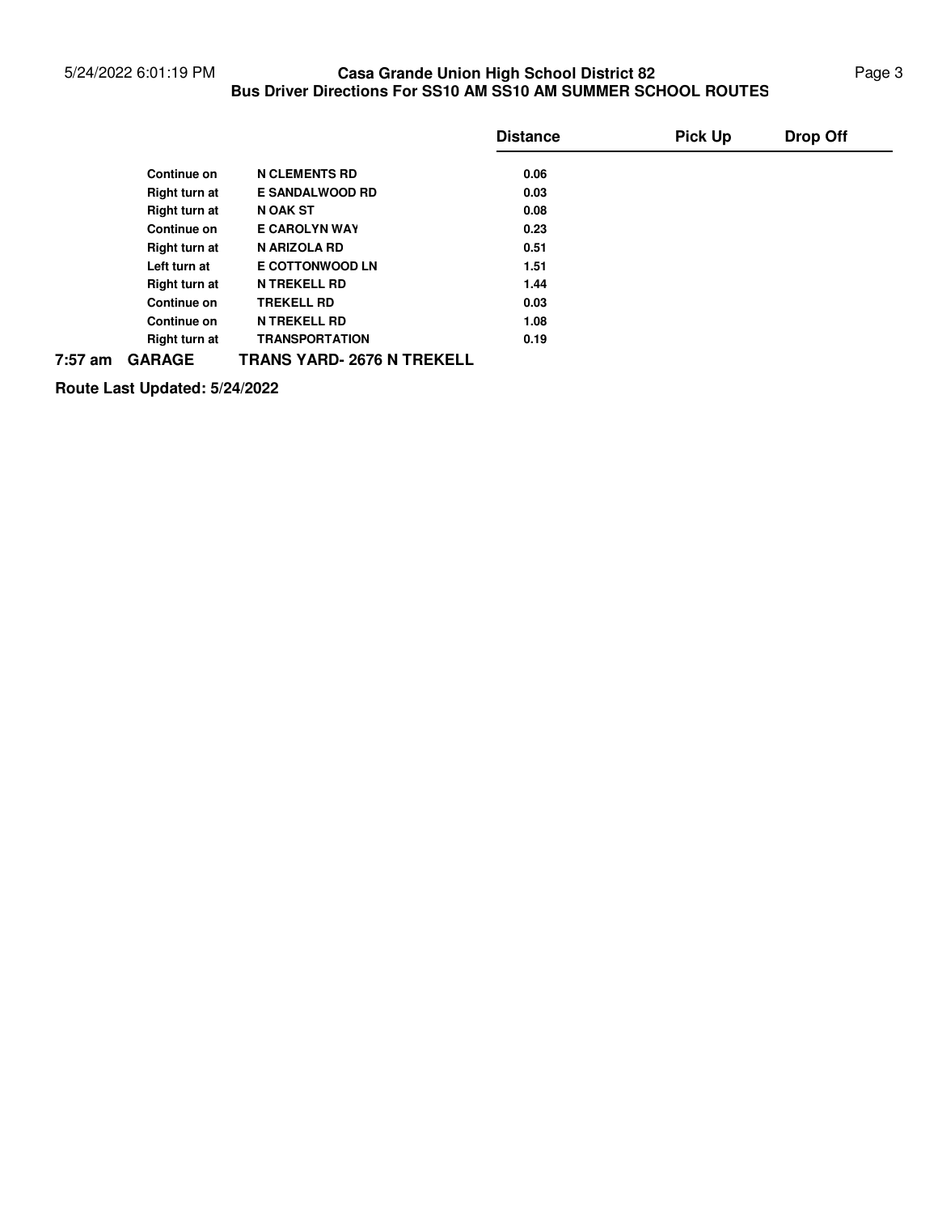| | | Distance | Pick Up | Drop Off |
|---|---|---|---|---|
| Continue on | N CLEMENTS RD | 0.06 | | |
| Right turn at | E SANDALWOOD RD | 0.03 | | |
| Right turn at | N OAK ST | 0.08 | | |
| Continue on | E CAROLYN WAY | 0.23 | | |
| Right turn at | N ARIZOLA RD | 0.51 | | |
| Left turn at | E COTTONWOOD LN | 1.51 | | |
| Right turn at | N TREKELL RD | 1.44 | | |
| Continue on | TREKELL RD | 0.03 | | |
| Continue on | N TREKELL RD | 1.08 | | |
| Right turn at | TRANSPORTATION | 0.19 | | |

**7:57 am GARAGE TRANS YARD- 2676 N TREKELL**

**Route Last Updated: 5/24/2022**